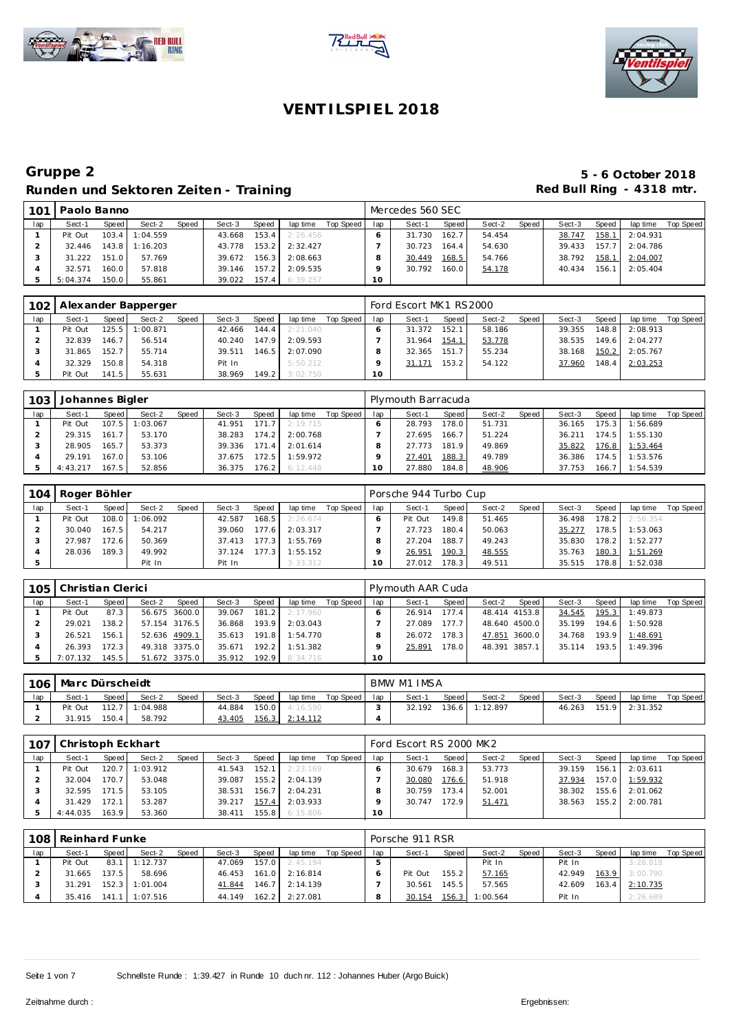# VENTILSPIEL 2018

## Gruppe 2
## Runden und Sektoren Zeiten - Training

**5 - 6 October 2018**
**Red Bull Ring - 4318 mtr.**

| 101 | Paolo Banno | | | | | | | | Mercedes 560 SEC | | | | | | | | |
|---|---|---|---|---|---|---|---|---|---|---|---|---|---|---|---|---|---|
| lap | Sect-1 | Speed | Sect-2 | Speed | Sect-3 | Speed | lap time | Top Speed | lap | Sect-1 | Speed | Sect-2 | Speed | Sect-3 | Speed | lap time | Top Speed |
| 1 | Pit Out | 103.4 | 1:04.559 | | 43.668 | 153.4 | 2:26.456 | | 6 | 31.730 | 162.7 | 54.454 | | 38.747 | 158.1 | 2:04.931 | |
| 2 | 32.446 | 143.8 | 1:16.203 | | 43.778 | 153.2 | 2:32.427 | | 7 | 30.723 | 164.4 | 54.630 | | 39.433 | 157.7 | 2:04.786 | |
| 3 | 31.222 | 151.0 | 57.769 | | 39.672 | 156.3 | 2:08.663 | | 8 | 30.449 | 168.5 | 54.766 | | 38.792 | 158.1 | 2:04.007 | |
| 4 | 32.571 | 160.0 | 57.818 | | 39.146 | 157.2 | 2:09.535 | | 9 | 30.792 | 160.0 | 54.178 | | 40.434 | 156.1 | 2:05.404 | |
| 5 | 5:04.374 | 150.0 | 55.861 | | 39.022 | 157.4 | 6:39.257 | | 10 | | | | | | | | |

| 102 | Alexander Bapperger | | | | | | | | Ford Escort MK1 RS2000 | | | | | | | | |
|---|---|---|---|---|---|---|---|---|---|---|---|---|---|---|---|---|---|
| lap | Sect-1 | Speed | Sect-2 | Speed | Sect-3 | Speed | lap time | Top Speed | lap | Sect-1 | Speed | Sect-2 | Speed | Sect-3 | Speed | lap time | Top Speed |
| 1 | Pit Out | 125.5 | 1:00.871 | | 42.466 | 144.4 | 2:21.040 | | 6 | 31.372 | 152.1 | 58.186 | | 39.355 | 148.8 | 2:08.913 | |
| 2 | 32.839 | 146.7 | 56.514 | | 40.240 | 147.9 | 2:09.593 | | 7 | 31.964 | 154.1 | 53.778 | | 38.535 | 149.6 | 2:04.277 | |
| 3 | 31.865 | 152.7 | 55.714 | | 39.511 | 146.5 | 2:07.090 | | 8 | 32.365 | 151.7 | 55.234 | | 38.168 | 150.2 | 2:05.767 | |
| 4 | 32.329 | 150.8 | 54.318 | | Pit In | | 5:50.212 | | 9 | 31.171 | 153.2 | 54.122 | | 37.960 | 148.4 | 2:03.253 | |
| 5 | Pit Out | 141.5 | 55.631 | | 38.969 | 149.2 | 3:02.750 | | 10 | | | | | | | | |

| 103 | Johannes Bigler | | | | | | | | Plymouth Barracuda | | | | | | | | |
|---|---|---|---|---|---|---|---|---|---|---|---|---|---|---|---|---|---|
| lap | Sect-1 | Speed | Sect-2 | Speed | Sect-3 | Speed | lap time | Top Speed | lap | Sect-1 | Speed | Sect-2 | Speed | Sect-3 | Speed | lap time | Top Speed |
| 1 | Pit Out | 107.5 | 1:03.067 | | 41.951 | 171.7 | 2:19.715 | | 6 | 28.793 | 178.0 | 51.731 | | 36.165 | 175.3 | 1:56.689 | |
| 2 | 29.315 | 161.7 | 53.170 | | 38.283 | 174.2 | 2:00.768 | | 7 | 27.695 | 166.7 | 51.224 | | 36.211 | 174.5 | 1:55.130 | |
| 3 | 28.905 | 165.7 | 53.373 | | 39.336 | 171.4 | 2:01.614 | | 8 | 27.773 | 181.9 | 49.869 | | 35.822 | 176.8 | 1:53.464 | |
| 4 | 29.191 | 167.0 | 53.106 | | 37.675 | 172.5 | 1:59.972 | | 9 | 27.401 | 188.3 | 49.789 | | 36.386 | 174.5 | 1:53.576 | |
| 5 | 4:43.217 | 167.5 | 52.856 | | 36.375 | 176.2 | 6:12.448 | | 10 | 27.880 | 184.8 | 48.906 | | 37.753 | 166.7 | 1:54.539 | |

| 104 | Roger Böhler | | | | | | | | Porsche 944 Turbo Cup | | | | | | | | |
|---|---|---|---|---|---|---|---|---|---|---|---|---|---|---|---|---|---|
| lap | Sect-1 | Speed | Sect-2 | Speed | Sect-3 | Speed | lap time | Top Speed | lap | Sect-1 | Speed | Sect-2 | Speed | Sect-3 | Speed | lap time | Top Speed |
| 1 | Pit Out | 108.0 | 1:06.092 | | 42.587 | 168.5 | 2:26.674 | | 6 | Pit Out | 149.8 | 51.465 | | 36.498 | 178.2 | 2:56.354 | |
| 2 | 30.040 | 167.5 | 54.217 | | 39.060 | 177.6 | 2:03.317 | | 7 | 27.723 | 180.4 | 50.063 | | 35.277 | 178.5 | 1:53.063 | |
| 3 | 27.987 | 172.6 | 50.369 | | 37.413 | 177.3 | 1:55.769 | | 8 | 27.204 | 188.7 | 49.243 | | 35.830 | 178.2 | 1:52.277 | |
| 4 | 28.036 | 189.3 | 49.992 | | 37.124 | 177.3 | 1:55.152 | | 9 | 26.951 | 190.3 | 48.555 | | 35.763 | 180.3 | 1:51.269 | |
| 5 | | | Pit In | | Pit In | | 3:33.312 | | 10 | 27.012 | 178.3 | 49.511 | | 35.515 | 178.8 | 1:52.038 | |

| 105 | Christian Clerici | | | | | | | | Plymouth AAR Cuda | | | | | | | | |
|---|---|---|---|---|---|---|---|---|---|---|---|---|---|---|---|---|---|
| lap | Sect-1 | Speed | Sect-2 | Speed | Sect-3 | Speed | lap time | Top Speed | lap | Sect-1 | Speed | Sect-2 | Speed | Sect-3 | Speed | lap time | Top Speed |
| 1 | Pit Out | 87.3 | 56.675 | 3600.0 | 39.067 | 181.2 | 2:17.960 | | 6 | 26.914 | 177.4 | 48.414 | 4153.8 | 34.545 | 195.3 | 1:49.873 | |
| 2 | 29.021 | 138.2 | 57.154 | 3176.5 | 36.868 | 193.9 | 2:03.043 | | 7 | 27.089 | 177.7 | 48.640 | 4500.0 | 35.199 | 194.6 | 1:50.928 | |
| 3 | 26.521 | 156.1 | 52.636 | 4909.1 | 35.613 | 191.8 | 1:54.770 | | 8 | 26.072 | 178.3 | 47.851 | 3600.0 | 34.768 | 193.9 | 1:48.691 | |
| 4 | 26.393 | 172.3 | 49.318 | 3375.0 | 35.671 | 192.2 | 1:51.382 | | 9 | 25.891 | 178.0 | 48.391 | 3857.1 | 35.114 | 193.5 | 1:49.396 | |
| 5 | 7:07.132 | 145.5 | 51.672 | 3375.0 | 35.912 | 192.9 | 8:34.716 | | 10 | | | | | | | | |

| 106 | Marc Dürscheidt | | | | | | | | BMW M1 IMSA | | | | | | | | |
|---|---|---|---|---|---|---|---|---|---|---|---|---|---|---|---|---|---|
| lap | Sect-1 | Speed | Sect-2 | Speed | Sect-3 | Speed | lap time | Top Speed | lap | Sect-1 | Speed | Sect-2 | Speed | Sect-3 | Speed | lap time | Top Speed |
| 1 | Pit Out | 112.7 | 1:04.988 | | 44.884 | 150.0 | 4:16.590 | | 3 | 32.192 | 136.6 | 1:12.897 | | 46.263 | 151.9 | 2:31.352 | |
| 2 | 31.915 | 150.4 | 58.792 | | 43.405 | 156.3 | 2:14.112 | | 4 | | | | | | | | |

| 107 | Christoph Eckhart | | | | | | | | Ford Escort RS 2000 MK2 | | | | | | | | |
|---|---|---|---|---|---|---|---|---|---|---|---|---|---|---|---|---|---|
| lap | Sect-1 | Speed | Sect-2 | Speed | Sect-3 | Speed | lap time | Top Speed | lap | Sect-1 | Speed | Sect-2 | Speed | Sect-3 | Speed | lap time | Top Speed |
| 1 | Pit Out | 120.7 | 1:03.912 | | 41.543 | 152.1 | 2:23.169 | | 6 | 30.679 | 168.3 | 53.773 | | 39.159 | 156.1 | 2:03.611 | |
| 2 | 32.004 | 170.7 | 53.048 | | 39.087 | 155.2 | 2:04.139 | | 7 | 30.080 | 176.6 | 51.918 | | 37.934 | 157.0 | 1:59.932 | |
| 3 | 32.595 | 171.5 | 53.105 | | 38.531 | 156.7 | 2:04.231 | | 8 | 30.759 | 173.4 | 52.001 | | 38.302 | 155.6 | 2:01.062 | |
| 4 | 31.429 | 172.1 | 53.287 | | 39.217 | 157.4 | 2:03.933 | | 9 | 30.747 | 172.9 | 51.471 | | 38.563 | 155.2 | 2:00.781 | |
| 5 | 4:44.035 | 163.9 | 53.360 | | 38.411 | 155.8 | 6:15.806 | | 10 | | | | | | | | |

| 108 | Reinhard Funke | | | | | | | | Porsche 911 RSR | | | | | | | | |
|---|---|---|---|---|---|---|---|---|---|---|---|---|---|---|---|---|---|
| lap | Sect-1 | Speed | Sect-2 | Speed | Sect-3 | Speed | lap time | Top Speed | lap | Sect-1 | Speed | Sect-2 | Speed | Sect-3 | Speed | lap time | Top Speed |
| 1 | Pit Out | 83.1 | 1:12.737 | | 47.069 | 157.0 | 2:45.194 | | 5 | | | Pit In | | Pit In | | 3:28.818 | |
| 2 | 31.665 | 137.5 | 58.696 | | 46.453 | 161.0 | 2:16.814 | | 6 | Pit Out | 155.2 | 57.165 | | 42.949 | 163.9 | 3:00.790 | |
| 3 | 31.291 | 152.3 | 1:01.004 | | 41.844 | 146.7 | 2:14.139 | | 7 | 30.561 | 145.5 | 57.565 | | 42.609 | 163.4 | 2:10.735 | |
| 4 | 35.416 | 141.1 | 1:07.516 | | 44.149 | 162.2 | 2:27.081 | | 8 | 30.154 | 156.3 | 1:00.564 | | Pit In | | 2:26.689 | |

Schnellste Runde : 1:39.427 in Runde 10 duch nr. 112 : Johannes Huber (Argo Buick)

Zeitnahme durch :

Ergebnissen: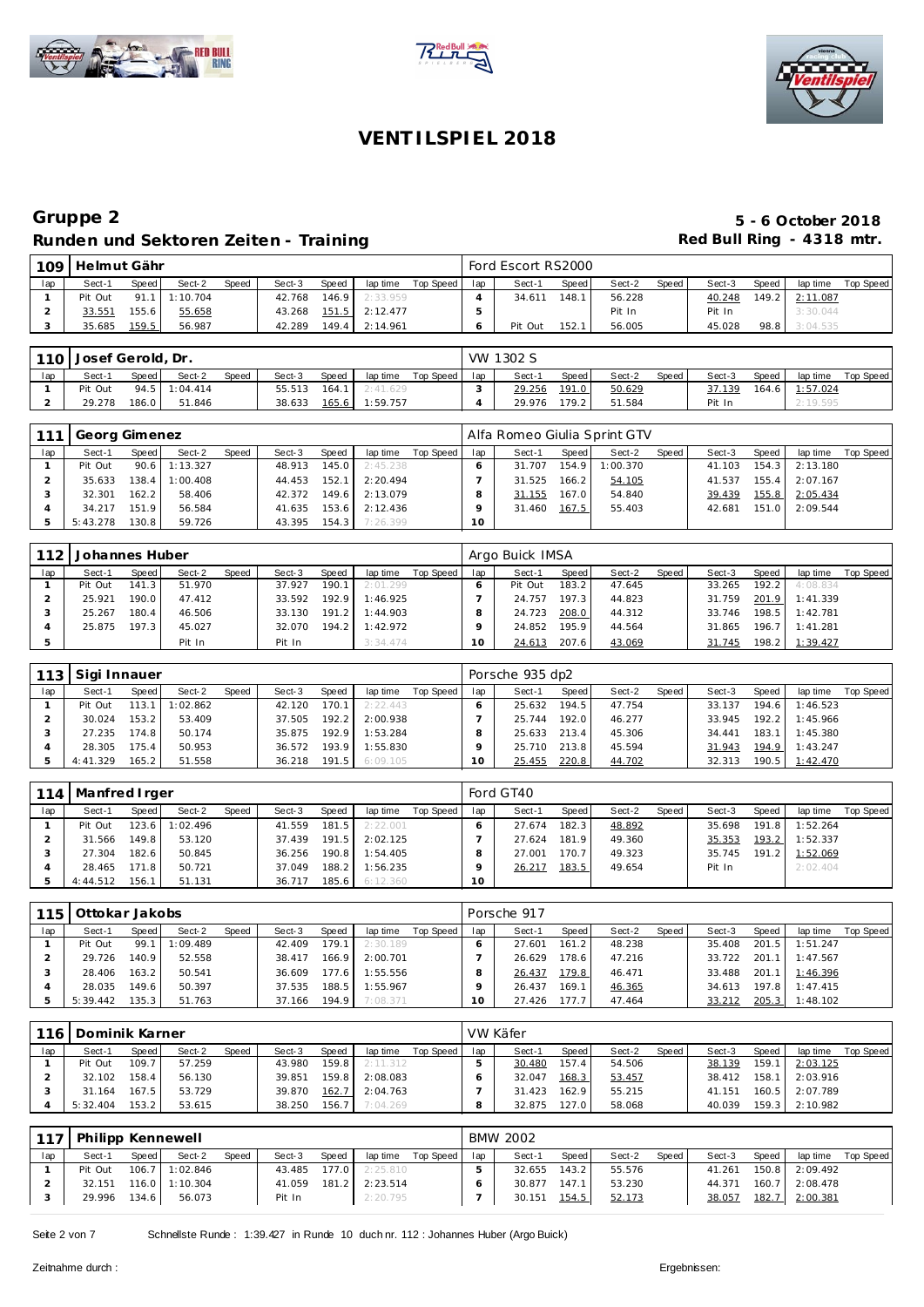# VENTILSPIEL 2018

## Gruppe 2

**5 - 6 October 2018**

### Runden und Sektoren Zeiten - Training

**Red Bull Ring - 4318 mtr.**

| 109 | Helmut Gähr | | | | | | | | Ford Escort RS2000 | | | | | | | | |
|---|---|---|---|---|---|---|---|---|---|---|---|---|---|---|---|---|---|
| lap | Sect-1 | Speed | Sect-2 | Speed | Sect-3 | Speed | lap time | Top Speed | lap | Sect-1 | Speed | Sect-2 | Speed | Sect-3 | Speed | lap time | Top Speed |
| 1 | Pit Out | 91.1 | 1:10.704 | | 42.768 | 146.9 | 2:33.959 | | 4 | 34.611 | 148.1 | 56.228 | | 40.248 | 149.2 | 2:11.087 | |
| 2 | 33.551 | 155.6 | 55.658 | | 43.268 | 151.5 | 2:12.477 | | 5 | | | Pit In | | Pit In | | 3:30.044 | |
| 3 | 35.685 | 159.5 | 56.987 | | 42.289 | 149.4 | 2:14.961 | | 6 | Pit Out | 152.1 | 56.005 | | 45.028 | 98.8 | 3:04.535 | |

| 110 | Josef Gerold, Dr. | | | | | | | | VW 1302 S | | | | | | | | |
|---|---|---|---|---|---|---|---|---|---|---|---|---|---|---|---|---|---|
| lap | Sect-1 | Speed | Sect-2 | Speed | Sect-3 | Speed | lap time | Top Speed | lap | Sect-1 | Speed | Sect-2 | Speed | Sect-3 | Speed | lap time | Top Speed |
| 1 | Pit Out | 94.5 | 1:04.414 | | 55.513 | 164.1 | 2:41.629 | | 3 | 29.256 | 191.0 | 50.629 | | 37.139 | 164.6 | 1:57.024 | |
| 2 | 29.278 | 186.0 | 51.846 | | 38.633 | 165.6 | 1:59.757 | | 4 | 29.976 | 179.2 | 51.584 | | Pit In | | 2:19.595 | |

| 111 | Georg Gimenez | | | | | | | | Alfa Romeo Giulia Sprint GTV | | | | | | | | |
|---|---|---|---|---|---|---|---|---|---|---|---|---|---|---|---|---|---|
| lap | Sect-1 | Speed | Sect-2 | Speed | Sect-3 | Speed | lap time | Top Speed | lap | Sect-1 | Speed | Sect-2 | Speed | Sect-3 | Speed | lap time | Top Speed |
| 1 | Pit Out | 90.6 | 1:13.327 | | 48.913 | 145.0 | 2:45.238 | | 6 | 31.707 | 154.9 | 1:00.370 | | 41.103 | 154.3 | 2:13.180 | |
| 2 | 35.633 | 138.4 | 1:00.408 | | 44.453 | 152.1 | 2:20.494 | | 7 | 31.525 | 166.2 | 54.105 | | 41.537 | 155.4 | 2:07.167 | |
| 3 | 32.301 | 162.2 | 58.406 | | 42.372 | 149.6 | 2:13.079 | | 8 | 31.155 | 167.0 | 54.840 | | 39.439 | 155.8 | 2:05.434 | |
| 4 | 34.217 | 151.9 | 56.584 | | 41.635 | 153.6 | 2:12.436 | | 9 | 31.460 | 167.5 | 55.403 | | 42.681 | 151.0 | 2:09.544 | |
| 5 | 5:43.278 | 130.8 | 59.726 | | 43.395 | 154.3 | 7:26.399 | | 10 | | | | | | | | |

| 112 | Johannes Huber | | | | | | | | Argo Buick IMSA | | | | | | | | |
|---|---|---|---|---|---|---|---|---|---|---|---|---|---|---|---|---|---|
| lap | Sect-1 | Speed | Sect-2 | Speed | Sect-3 | Speed | lap time | Top Speed | lap | Sect-1 | Speed | Sect-2 | Speed | Sect-3 | Speed | lap time | Top Speed |
| 1 | Pit Out | 141.3 | 51.970 | | 37.927 | 190.1 | 2:01.299 | | 6 | Pit Out | 183.2 | 47.645 | | 33.265 | 192.2 | 4:08.834 | |
| 2 | 25.921 | 190.0 | 47.412 | | 33.592 | 192.9 | 1:46.925 | | 7 | 24.757 | 197.3 | 44.823 | | 31.759 | 201.9 | 1:41.339 | |
| 3 | 25.267 | 180.4 | 46.506 | | 33.130 | 191.2 | 1:44.903 | | 8 | 24.723 | 208.0 | 44.312 | | 33.746 | 198.5 | 1:42.781 | |
| 4 | 25.875 | 197.3 | 45.027 | | 32.070 | 194.2 | 1:42.972 | | 9 | 24.852 | 195.9 | 44.564 | | 31.865 | 196.7 | 1:41.281 | |
| 5 | | | Pit In | | Pit In | | 3:34.474 | | 10 | 24.613 | 207.6 | 43.069 | | 31.745 | 198.2 | 1:39.427 | |

| 113 | Sigi Innauer | | | | | | | | Porsche 935 dp2 | | | | | | | | |
|---|---|---|---|---|---|---|---|---|---|---|---|---|---|---|---|---|---|
| lap | Sect-1 | Speed | Sect-2 | Speed | Sect-3 | Speed | lap time | Top Speed | lap | Sect-1 | Speed | Sect-2 | Speed | Sect-3 | Speed | lap time | Top Speed |
| 1 | Pit Out | 113.1 | 1:02.862 | | 42.120 | 170.1 | 2:22.443 | | 6 | 25.632 | 194.5 | 47.754 | | 33.137 | 194.6 | 1:46.523 | |
| 2 | 30.024 | 153.2 | 53.409 | | 37.505 | 192.2 | 2:00.938 | | 7 | 25.744 | 192.0 | 46.277 | | 33.945 | 192.2 | 1:45.966 | |
| 3 | 27.235 | 174.8 | 50.174 | | 35.875 | 192.9 | 1:53.284 | | 8 | 25.633 | 213.4 | 45.306 | | 34.441 | 183.1 | 1:45.380 | |
| 4 | 28.305 | 175.4 | 50.953 | | 36.572 | 193.9 | 1:55.830 | | 9 | 25.710 | 213.8 | 45.594 | | 31.943 | 194.9 | 1:43.247 | |
| 5 | 4:41.329 | 165.2 | 51.558 | | 36.218 | 191.5 | 6:09.105 | | 10 | 25.455 | 220.8 | 44.702 | | 32.313 | 190.5 | 1:42.470 | |

| 114 | Manfred Irger | | | | | | | | Ford GT40 | | | | | | | | |
|---|---|---|---|---|---|---|---|---|---|---|---|---|---|---|---|---|---|
| lap | Sect-1 | Speed | Sect-2 | Speed | Sect-3 | Speed | lap time | Top Speed | lap | Sect-1 | Speed | Sect-2 | Speed | Sect-3 | Speed | lap time | Top Speed |
| 1 | Pit Out | 123.6 | 1:02.496 | | 41.559 | 181.5 | 2:22.001 | | 6 | 27.674 | 182.3 | 48.892 | | 35.698 | 191.8 | 1:52.264 | |
| 2 | 31.566 | 149.8 | 53.120 | | 37.439 | 191.5 | 2:02.125 | | 7 | 27.624 | 181.9 | 49.360 | | 35.353 | 193.2 | 1:52.337 | |
| 3 | 27.304 | 182.6 | 50.845 | | 36.256 | 190.8 | 1:54.405 | | 8 | 27.001 | 170.7 | 49.323 | | 35.745 | 191.2 | 1:52.069 | |
| 4 | 28.465 | 171.8 | 50.721 | | 37.049 | 188.2 | 1:56.235 | | 9 | 26.217 | 183.5 | 49.654 | | Pit In | | 2:02.404 | |
| 5 | 4:44.512 | 156.1 | 51.131 | | 36.717 | 185.6 | 6:12.360 | | 10 | | | | | | | | |

| 115 | Ottokar Jakobs | | | | | | | | Porsche 917 | | | | | | | | |
|---|---|---|---|---|---|---|---|---|---|---|---|---|---|---|---|---|---|
| lap | Sect-1 | Speed | Sect-2 | Speed | Sect-3 | Speed | lap time | Top Speed | lap | Sect-1 | Speed | Sect-2 | Speed | Sect-3 | Speed | lap time | Top Speed |
| 1 | Pit Out | 99.1 | 1:09.489 | | 42.409 | 179.1 | 2:30.189 | | 6 | 27.601 | 161.2 | 48.238 | | 35.408 | 201.5 | 1:51.247 | |
| 2 | 29.726 | 140.9 | 52.558 | | 38.417 | 166.9 | 2:00.701 | | 7 | 26.629 | 178.6 | 47.216 | | 33.722 | 201.1 | 1:47.567 | |
| 3 | 28.406 | 163.2 | 50.541 | | 36.609 | 177.6 | 1:55.556 | | 8 | 26.437 | 179.8 | 46.471 | | 33.488 | 201.1 | 1:46.396 | |
| 4 | 28.035 | 149.6 | 50.397 | | 37.535 | 188.5 | 1:55.967 | | 9 | 26.437 | 169.1 | 46.365 | | 34.613 | 197.8 | 1:47.415 | |
| 5 | 5:39.442 | 135.3 | 51.763 | | 37.166 | 194.9 | 7:08.371 | | 10 | 27.426 | 177.7 | 47.464 | | 33.212 | 205.3 | 1:48.102 | |

| 116 | Dominik Karner | | | | | | | | VW Käfer | | | | | | | | |
|---|---|---|---|---|---|---|---|---|---|---|---|---|---|---|---|---|---|
| lap | Sect-1 | Speed | Sect-2 | Speed | Sect-3 | Speed | lap time | Top Speed | lap | Sect-1 | Speed | Sect-2 | Speed | Sect-3 | Speed | lap time | Top Speed |
| 1 | Pit Out | 109.7 | 57.259 | | 43.980 | 159.8 | 2:11.312 | | 5 | 30.480 | 157.4 | 54.506 | | 38.139 | 159.1 | 2:03.125 | |
| 2 | 32.102 | 158.4 | 56.130 | | 39.851 | 159.8 | 2:08.083 | | 6 | 32.047 | 168.3 | 53.457 | | 38.412 | 158.1 | 2:03.916 | |
| 3 | 31.164 | 167.5 | 53.729 | | 39.870 | 162.7 | 2:04.763 | | 7 | 31.423 | 162.9 | 55.215 | | 41.151 | 160.5 | 2:07.789 | |
| 4 | 5:32.404 | 153.2 | 53.615 | | 38.250 | 156.7 | 7:04.269 | | 8 | 32.875 | 127.0 | 58.068 | | 40.039 | 159.3 | 2:10.982 | |

| 117 | Philipp Kennewell | | | | | | | | BMW 2002 | | | | | | | | |
|---|---|---|---|---|---|---|---|---|---|---|---|---|---|---|---|---|---|
| lap | Sect-1 | Speed | Sect-2 | Speed | Sect-3 | Speed | lap time | Top Speed | lap | Sect-1 | Speed | Sect-2 | Speed | Sect-3 | Speed | lap time | Top Speed |
| 1 | Pit Out | 106.7 | 1:02.846 | | 43.485 | 177.0 | 2:25.810 | | 5 | 32.655 | 143.2 | 55.576 | | 41.261 | 150.8 | 2:09.492 | |
| 2 | 32.151 | 116.0 | 1:10.304 | | 41.059 | 181.2 | 2:23.514 | | 6 | 30.877 | 147.1 | 53.230 | | 44.371 | 160.7 | 2:08.478 | |
| 3 | 29.996 | 134.6 | 56.073 | | Pit In | | 2:20.795 | | 7 | 30.151 | 154.5 | 52.173 | | 38.057 | 182.7 | 2:00.381 | |

Schnellste Runde : 1:39.427 in Runde 10 duch nr. 112 : Johannes Huber (Argo Buick)

Zeitnahme durch :

Ergebnissen: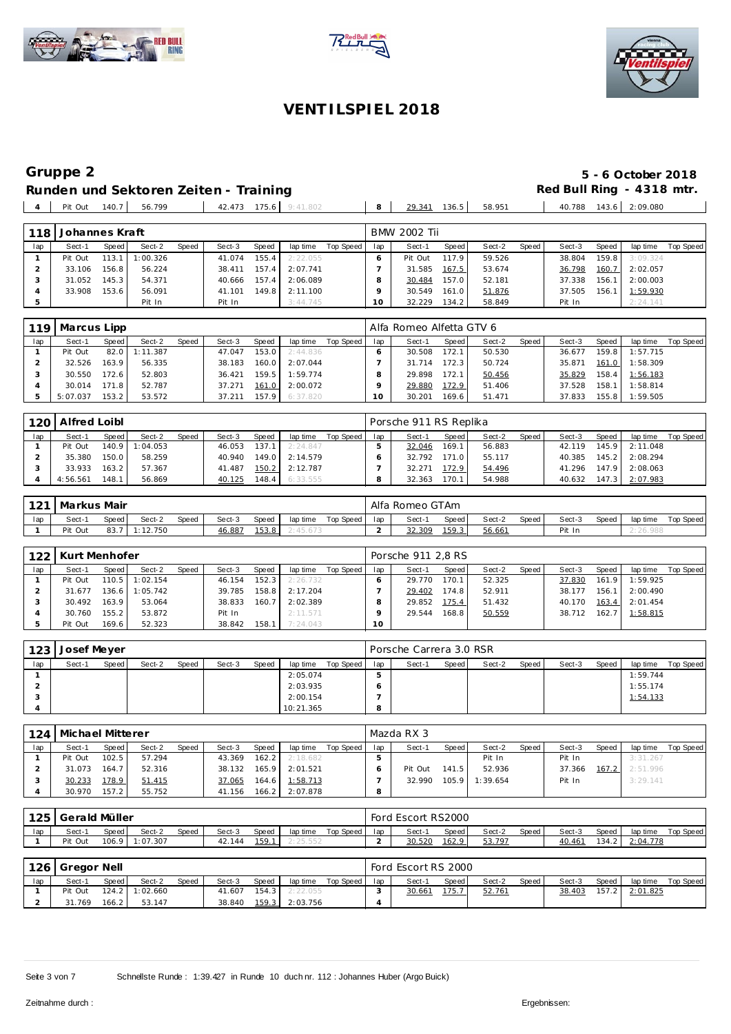# VENTILSPIEL 2018

## Gruppe 2

**5 - 6 October 2018**

### Runden und Sektoren Zeiten - Training

**Red Bull Ring - 4318 mtr.**

| 4 | Pit Out | 140.7 | 56.799 | | 42.473 | 175.6 | 9:41.802 | | 8 | 29.341 | 136.5 | 58.951 | | 40.788 | 143.6 | 2:09.080 | |
|---|---|---|---|---|---|---|---|---|---|---|---|---|---|---|---|---|---|

| 118 | Johannes Kraft | | | | | | | | BMW 2002 Tii | | | | | | | | |
|---|---|---|---|---|---|---|---|---|---|---|---|---|---|---|---|---|---|
| lap | Sect-1 | Speed | Sect-2 | Speed | Sect-3 | Speed | lap time | Top Speed | lap | Sect-1 | Speed | Sect-2 | Speed | Sect-3 | Speed | lap time | Top Speed |
| 1 | Pit Out | 113.1 | 1:00.326 | | 41.074 | 155.4 | 2:22.055 | | 6 | Pit Out | 117.9 | 59.526 | | 38.804 | 159.8 | 3:09.324 | |
| 2 | 33.106 | 156.8 | 56.224 | | 38.411 | 157.4 | 2:07.741 | | 7 | 31.585 | 167.5 | 53.674 | | 36.798 | 160.7 | 2:02.057 | |
| 3 | 31.052 | 145.3 | 54.371 | | 40.666 | 157.4 | 2:06.089 | | 8 | 30.484 | 157.0 | 52.181 | | 37.338 | 156.1 | 2:00.003 | |
| 4 | 33.908 | 153.6 | 56.091 | | 41.101 | 149.8 | 2:11.100 | | 9 | 30.549 | 161.0 | 51.876 | | 37.505 | 156.1 | 1:59.930 | |
| 5 | | | Pit In | | Pit In | | 3:44.745 | | 10 | 32.229 | 134.2 | 58.849 | | Pit In | | 2:24.141 | |

| 119 | Marcus Lipp | | | | | | | | Alfa Romeo Alfetta GTV 6 | | | | | | | | |
|---|---|---|---|---|---|---|---|---|---|---|---|---|---|---|---|---|---|
| lap | Sect-1 | Speed | Sect-2 | Speed | Sect-3 | Speed | lap time | Top Speed | lap | Sect-1 | Speed | Sect-2 | Speed | Sect-3 | Speed | lap time | Top Speed |
| 1 | Pit Out | 82.0 | 1:11.387 | | 47.047 | 153.0 | 2:44.836 | | 6 | 30.508 | 172.1 | 50.530 | | 36.677 | 159.8 | 1:57.715 | |
| 2 | 32.526 | 163.9 | 56.335 | | 38.183 | 160.0 | 2:07.044 | | 7 | 31.714 | 172.3 | 50.724 | | 35.871 | 161.0 | 1:58.309 | |
| 3 | 30.550 | 172.6 | 52.803 | | 36.421 | 159.5 | 1:59.774 | | 8 | 29.898 | 172.1 | 50.456 | | 35.829 | 158.4 | 1:56.183 | |
| 4 | 30.014 | 171.8 | 52.787 | | 37.271 | 161.0 | 2:00.072 | | 9 | 29.880 | 172.9 | 51.406 | | 37.528 | 158.1 | 1:58.814 | |
| 5 | 5:07.037 | 153.2 | 53.572 | | 37.211 | 157.9 | 6:37.820 | | 10 | 30.201 | 169.6 | 51.471 | | 37.833 | 155.8 | 1:59.505 | |

| 120 | Alfred Loibl | | | | | | | | Porsche 911 RS Replika | | | | | | | | |
|---|---|---|---|---|---|---|---|---|---|---|---|---|---|---|---|---|---|
| lap | Sect-1 | Speed | Sect-2 | Speed | Sect-3 | Speed | lap time | Top Speed | lap | Sect-1 | Speed | Sect-2 | Speed | Sect-3 | Speed | lap time | Top Speed |
| 1 | Pit Out | 140.9 | 1:04.053 | | 46.053 | 137.1 | 2:24.847 | | 5 | 32.046 | 169.1 | 56.883 | | 42.119 | 145.9 | 2:11.048 | |
| 2 | 35.380 | 150.0 | 58.259 | | 40.940 | 149.0 | 2:14.579 | | 6 | 32.792 | 171.0 | 55.117 | | 40.385 | 145.2 | 2:08.294 | |
| 3 | 33.933 | 163.2 | 57.367 | | 41.487 | 150.2 | 2:12.787 | | 7 | 32.271 | 172.9 | 54.496 | | 41.296 | 147.9 | 2:08.063 | |
| 4 | 4:56.561 | 148.1 | 56.869 | | 40.125 | 148.4 | 6:33.555 | | 8 | 32.363 | 170.1 | 54.988 | | 40.632 | 147.3 | 2:07.983 | |

| 121 | Markus Mair | | | | | | | | Alfa Romeo GTAm | | | | | | | | |
|---|---|---|---|---|---|---|---|---|---|---|---|---|---|---|---|---|---|
| lap | Sect-1 | Speed | Sect-2 | Speed | Sect-3 | Speed | lap time | Top Speed | lap | Sect-1 | Speed | Sect-2 | Speed | Sect-3 | Speed | lap time | Top Speed |
| 1 | Pit Out | 83.7 | 1:12.750 | | 46.887 | 153.8 | 2:45.673 | | 2 | 32.309 | 159.3 | 56.661 | | Pit In | | 2:26.988 | |

| 122 | Kurt Menhofer | | | | | | | | Porsche 911 2,8 RS | | | | | | | | |
|---|---|---|---|---|---|---|---|---|---|---|---|---|---|---|---|---|---|
| lap | Sect-1 | Speed | Sect-2 | Speed | Sect-3 | Speed | lap time | Top Speed | lap | Sect-1 | Speed | Sect-2 | Speed | Sect-3 | Speed | lap time | Top Speed |
| 1 | Pit Out | 110.5 | 1:02.154 | | 46.154 | 152.3 | 2:26.732 | | 6 | 29.770 | 170.1 | 52.325 | | 37.830 | 161.9 | 1:59.925 | |
| 2 | 31.677 | 136.6 | 1:05.742 | | 39.785 | 158.8 | 2:17.204 | | 7 | 29.402 | 174.8 | 52.911 | | 38.177 | 156.1 | 2:00.490 | |
| 3 | 30.492 | 163.9 | 53.064 | | 38.833 | 160.7 | 2:02.389 | | 8 | 29.852 | 175.4 | 51.432 | | 40.170 | 163.4 | 2:01.454 | |
| 4 | 30.760 | 155.2 | 53.872 | | Pit In | | 2:11.571 | | 9 | 29.544 | 168.8 | 50.559 | | 38.712 | 162.7 | 1:58.815 | |
| 5 | Pit Out | 169.6 | 52.323 | | 38.842 | 158.1 | 7:24.043 | | 10 | | | | | | | | |

| 123 | Josef Meyer | | | | | | | | Porsche Carrera 3.0 RSR | | | | | | | | |
|---|---|---|---|---|---|---|---|---|---|---|---|---|---|---|---|---|---|
| lap | Sect-1 | Speed | Sect-2 | Speed | Sect-3 | Speed | lap time | Top Speed | lap | Sect-1 | Speed | Sect-2 | Speed | Sect-3 | Speed | lap time | Top Speed |
| 1 | | | | | | | 2:05.074 | | 5 | | | | | | | 1:59.744 | |
| 2 | | | | | | | 2:03.935 | | 6 | | | | | | | 1:55.174 | |
| 3 | | | | | | | 2:00.154 | | 7 | | | | | | | 1:54.133 | |
| 4 | | | | | | | 10:21.365 | | 8 | | | | | | | | |

| 124 | Michael Mitterer | | | | | | | | Mazda RX 3 | | | | | | | | |
|---|---|---|---|---|---|---|---|---|---|---|---|---|---|---|---|---|---|
| lap | Sect-1 | Speed | Sect-2 | Speed | Sect-3 | Speed | lap time | Top Speed | lap | Sect-1 | Speed | Sect-2 | Speed | Sect-3 | Speed | lap time | Top Speed |
| 1 | Pit Out | 102.5 | 57.294 | | 43.369 | 162.2 | 2:18.682 | | 5 | | | Pit In | | Pit In | | 3:31.267 | |
| 2 | 31.073 | 164.7 | 52.316 | | 38.132 | 165.9 | 2:01.521 | | 6 | Pit Out | 141.5 | 52.936 | | 37.366 | 167.2 | 2:51.996 | |
| 3 | 30.233 | 178.9 | 51.415 | | 37.065 | 164.6 | 1:58.713 | | 7 | 32.990 | 105.9 | 1:39.654 | | Pit In | | 3:29.141 | |
| 4 | 30.970 | 157.2 | 55.752 | | 41.156 | 166.2 | 2:07.878 | | 8 | | | | | | | | |

| 125 | Gerald Müller | | | | | | | | Ford Escort RS2000 | | | | | | | | |
|---|---|---|---|---|---|---|---|---|---|---|---|---|---|---|---|---|---|
| lap | Sect-1 | Speed | Sect-2 | Speed | Sect-3 | Speed | lap time | Top Speed | lap | Sect-1 | Speed | Sect-2 | Speed | Sect-3 | Speed | lap time | Top Speed |
| 1 | Pit Out | 106.9 | 1:07.307 | | 42.144 | 159.1 | 2:25.552 | | 2 | 30.520 | 162.9 | 53.797 | | 40.461 | 134.2 | 2:04.778 | |

| 126 | Gregor Nell | | | | | | | | Ford Escort RS 2000 | | | | | | | | |
|---|---|---|---|---|---|---|---|---|---|---|---|---|---|---|---|---|---|
| lap | Sect-1 | Speed | Sect-2 | Speed | Sect-3 | Speed | lap time | Top Speed | lap | Sect-1 | Speed | Sect-2 | Speed | Sect-3 | Speed | lap time | Top Speed |
| 1 | Pit Out | 124.2 | 1:02.660 | | 41.607 | 154.3 | 2:22.055 | | 3 | 30.661 | 175.7 | 52.761 | | 38.403 | 157.2 | 2:01.825 | |
| 2 | 31.769 | 166.2 | 53.147 | | 38.840 | 159.3 | 2:03.756 | | 4 | | | | | | | | |

Schnellste Runde : 1:39.427 in Runde 10 duch nr. 112 : Johannes Huber (Argo Buick)

Zeitnahme durch : Ergebnissen: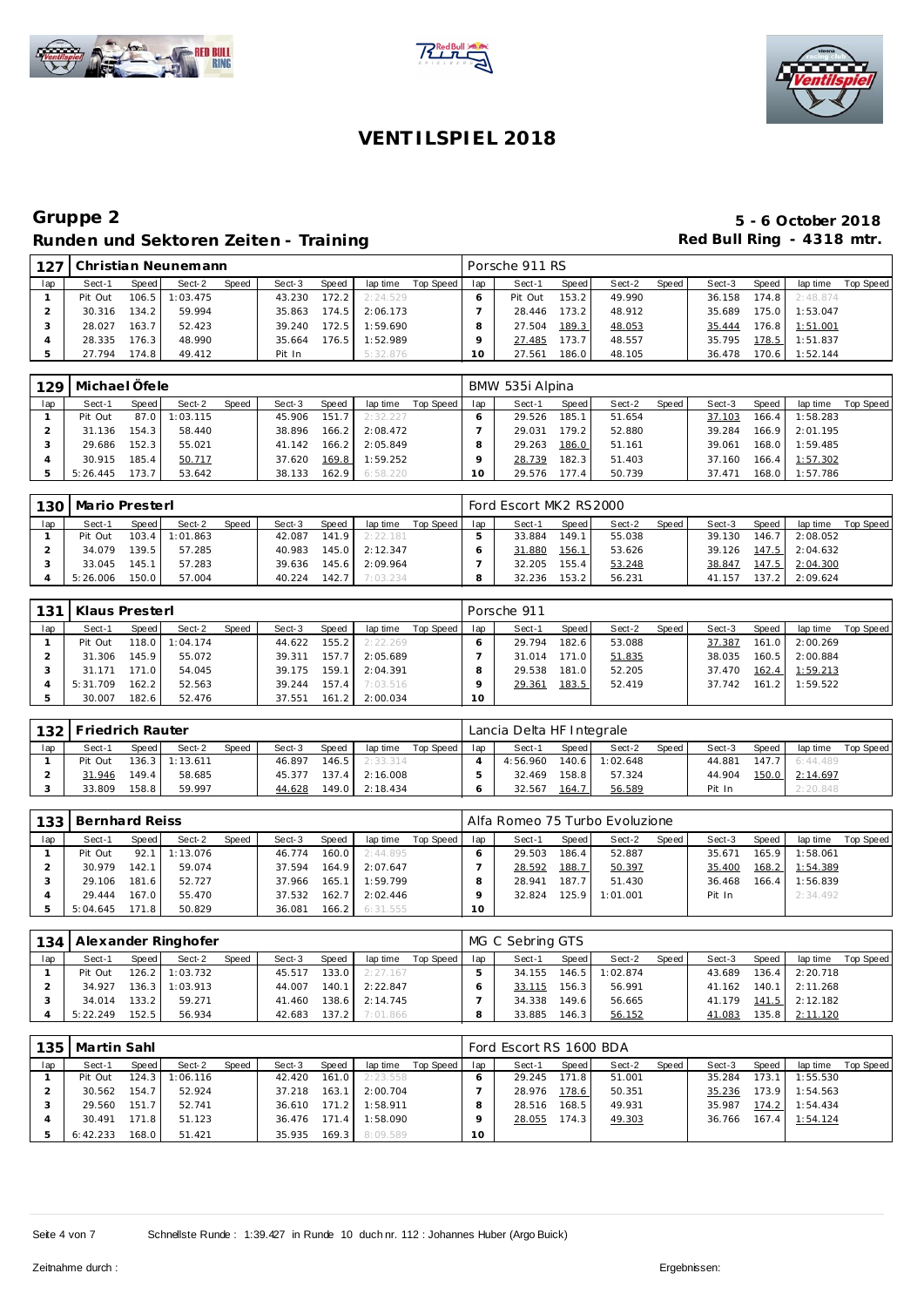# VENTILSPIEL 2018

## Gruppe 2

**Runden und Sektoren Zeiten - Training**

**5 - 6 October 2018**
**Red Bull Ring - 4318 mtr.**

| 127 | Christian Neunemann | | | | | | | | | Porsche 911 RS | | | | | | | | |
|---|---|---|---|---|---|---|---|---|---|---|---|---|---|---|---|---|---|---|
| lap | Sect-1 | Speed | Sect-2 | Speed | Sect-3 | Speed | lap time | Top Speed | lap | Sect-1 | Speed | Sect-2 | Speed | Sect-3 | Speed | lap time | Top Speed |
| 1 | Pit Out | 106.5 | 1:03.475 | | 43.230 | 172.2 | 2:24.529 | | 6 | Pit Out | 153.2 | 49.990 | | 36.158 | 174.8 | 2:48.874 | |
| 2 | 30.316 | 134.2 | 59.994 | | 35.863 | 174.5 | 2:06.173 | | 7 | 28.446 | 173.2 | 48.912 | | 35.689 | 175.0 | 1:53.047 | |
| 3 | 28.027 | 163.7 | 52.423 | | 39.240 | 172.5 | 1:59.690 | | 8 | 27.504 | 189.3 | 48.053 | | 35.444 | 176.8 | 1:51.001 | |
| 4 | 28.335 | 176.3 | 48.990 | | 35.664 | 176.5 | 1:52.989 | | 9 | 27.485 | 173.7 | 48.557 | | 35.795 | 178.5 | 1:51.837 | |
| 5 | 27.794 | 174.8 | 49.412 | | Pit In | | 5:32.876 | | 10 | 27.561 | 186.0 | 48.105 | | 36.478 | 170.6 | 1:52.144 | |

| 129 | Michael Öfele | | | | | | | | | BMW 535i Alpina | | | | | | | | |
|---|---|---|---|---|---|---|---|---|---|---|---|---|---|---|---|---|---|---|
| lap | Sect-1 | Speed | Sect-2 | Speed | Sect-3 | Speed | lap time | Top Speed | lap | Sect-1 | Speed | Sect-2 | Speed | Sect-3 | Speed | lap time | Top Speed |
| 1 | Pit Out | 87.0 | 1:03.115 | | 45.906 | 151.7 | 2:32.227 | | 6 | 29.526 | 185.1 | 51.654 | | 37.103 | 166.4 | 1:58.283 | |
| 2 | 31.136 | 154.3 | 58.440 | | 38.896 | 166.2 | 2:08.472 | | 7 | 29.031 | 179.2 | 52.880 | | 39.284 | 166.9 | 2:01.195 | |
| 3 | 29.686 | 152.3 | 55.021 | | 41.142 | 166.2 | 2:05.849 | | 8 | 29.263 | 186.0 | 51.161 | | 39.061 | 168.0 | 1:59.485 | |
| 4 | 30.915 | 185.4 | 50.717 | | 37.620 | 169.8 | 1:59.252 | | 9 | 28.739 | 182.3 | 51.403 | | 37.160 | 166.4 | 1:57.302 | |
| 5 | 5:26.445 | 173.7 | 53.642 | | 38.133 | 162.9 | 6:58.220 | | 10 | 29.576 | 177.4 | 50.739 | | 37.471 | 168.0 | 1:57.786 | |

| 130 | Mario Presterl | | | | | | | | | Ford Escort MK2 RS2000 | | | | | | | | |
|---|---|---|---|---|---|---|---|---|---|---|---|---|---|---|---|---|---|---|
| lap | Sect-1 | Speed | Sect-2 | Speed | Sect-3 | Speed | lap time | Top Speed | lap | Sect-1 | Speed | Sect-2 | Speed | Sect-3 | Speed | lap time | Top Speed |
| 1 | Pit Out | 103.4 | 1:01.863 | | 42.087 | 141.9 | 2:22.181 | | 5 | 33.884 | 149.1 | 55.038 | | 39.130 | 146.7 | 2:08.052 | |
| 2 | 34.079 | 139.5 | 57.285 | | 40.983 | 145.0 | 2:12.347 | | 6 | 31.880 | 156.1 | 53.626 | | 39.126 | 147.5 | 2:04.632 | |
| 3 | 33.045 | 145.1 | 57.283 | | 39.636 | 145.6 | 2:09.964 | | 7 | 32.205 | 155.4 | 53.248 | | 38.847 | 147.5 | 2:04.300 | |
| 4 | 5:26.006 | 150.0 | 57.004 | | 40.224 | 142.7 | 7:03.234 | | 8 | 32.236 | 153.2 | 56.231 | | 41.157 | 137.2 | 2:09.624 | |

| 131 | Klaus Presterl | | | | | | | | | Porsche 911 | | | | | | | | |
|---|---|---|---|---|---|---|---|---|---|---|---|---|---|---|---|---|---|---|
| lap | Sect-1 | Speed | Sect-2 | Speed | Sect-3 | Speed | lap time | Top Speed | lap | Sect-1 | Speed | Sect-2 | Speed | Sect-3 | Speed | lap time | Top Speed |
| 1 | Pit Out | 118.0 | 1:04.174 | | 44.622 | 155.2 | 2:22.269 | | 6 | 29.794 | 182.6 | 53.088 | | 37.387 | 161.0 | 2:00.269 | |
| 2 | 31.306 | 145.9 | 55.072 | | 39.311 | 157.7 | 2:05.689 | | 7 | 31.014 | 171.0 | 51.835 | | 38.035 | 160.5 | 2:00.884 | |
| 3 | 31.171 | 171.0 | 54.045 | | 39.175 | 159.1 | 2:04.391 | | 8 | 29.538 | 181.0 | 52.205 | | 37.470 | 162.4 | 1:59.213 | |
| 4 | 5:31.709 | 162.2 | 52.563 | | 39.244 | 157.4 | 7:03.516 | | 9 | 29.361 | 183.5 | 52.419 | | 37.742 | 161.2 | 1:59.522 | |
| 5 | 30.007 | 182.6 | 52.476 | | 37.551 | 161.2 | 2:00.034 | | 10 | | | | | | | | |

| 132 | Friedrich Rauter | | | | | | | | | Lancia Delta HF Integrale | | | | | | | | |
|---|---|---|---|---|---|---|---|---|---|---|---|---|---|---|---|---|---|---|
| lap | Sect-1 | Speed | Sect-2 | Speed | Sect-3 | Speed | lap time | Top Speed | lap | Sect-1 | Speed | Sect-2 | Speed | Sect-3 | Speed | lap time | Top Speed |
| 1 | Pit Out | 136.3 | 1:13.611 | | 46.897 | 146.5 | 2:33.314 | | 4 | 4:56.960 | 140.6 | 1:02.648 | | 44.881 | 147.7 | 6:44.489 | |
| 2 | 31.946 | 149.4 | 58.685 | | 45.377 | 137.4 | 2:16.008 | | 5 | 32.469 | 158.8 | 57.324 | | 44.904 | 150.0 | 2:14.697 | |
| 3 | 33.809 | 158.8 | 59.997 | | 44.628 | 149.0 | 2:18.434 | | 6 | 32.567 | 164.7 | 56.589 | | Pit In | | 2:20.848 | |

| 133 | Bernhard Reiss | | | | | | | | | Alfa Romeo 75 Turbo Evoluzione | | | | | | | | |
|---|---|---|---|---|---|---|---|---|---|---|---|---|---|---|---|---|---|---|
| lap | Sect-1 | Speed | Sect-2 | Speed | Sect-3 | Speed | lap time | Top Speed | lap | Sect-1 | Speed | Sect-2 | Speed | Sect-3 | Speed | lap time | Top Speed |
| 1 | Pit Out | 92.1 | 1:13.076 | | 46.774 | 160.0 | 2:44.895 | | 6 | 29.503 | 186.4 | 52.887 | | 35.671 | 165.9 | 1:58.061 | |
| 2 | 30.979 | 142.1 | 59.074 | | 37.594 | 164.9 | 2:07.647 | | 7 | 28.592 | 188.7 | 50.397 | | 35.400 | 168.2 | 1:54.389 | |
| 3 | 29.106 | 181.6 | 52.727 | | 37.966 | 165.1 | 1:59.799 | | 8 | 28.941 | 187.7 | 51.430 | | 36.468 | 166.4 | 1:56.839 | |
| 4 | 29.444 | 167.0 | 55.470 | | 37.532 | 162.7 | 2:02.446 | | 9 | 32.824 | 125.9 | 1:01.001 | | Pit In | | 2:34.492 | |
| 5 | 5:04.645 | 171.8 | 50.829 | | 36.081 | 166.2 | 6:31.555 | | 10 | | | | | | | | |

| 134 | Alexander Ringhofer | | | | | | | | | MG C Sebring GTS | | | | | | | | |
|---|---|---|---|---|---|---|---|---|---|---|---|---|---|---|---|---|---|---|
| lap | Sect-1 | Speed | Sect-2 | Speed | Sect-3 | Speed | lap time | Top Speed | lap | Sect-1 | Speed | Sect-2 | Speed | Sect-3 | Speed | lap time | Top Speed |
| 1 | Pit Out | 126.2 | 1:03.732 | | 45.517 | 133.0 | 2:27.167 | | 5 | 34.155 | 146.5 | 1:02.874 | | 43.689 | 136.4 | 2:20.718 | |
| 2 | 34.927 | 136.3 | 1:03.913 | | 44.007 | 140.1 | 2:22.847 | | 6 | 33.115 | 156.3 | 56.991 | | 41.162 | 140.1 | 2:11.268 | |
| 3 | 34.014 | 133.2 | 59.271 | | 41.460 | 138.6 | 2:14.745 | | 7 | 34.338 | 149.6 | 56.665 | | 41.179 | 141.5 | 2:12.182 | |
| 4 | 5:22.249 | 152.5 | 56.934 | | 42.683 | 137.2 | 7:01.866 | | 8 | 33.885 | 146.3 | 56.152 | | 41.083 | 135.8 | 2:11.120 | |

| 135 | Martin Sahl | | | | | | | | | Ford Escort RS 1600 BDA | | | | | | | | |
|---|---|---|---|---|---|---|---|---|---|---|---|---|---|---|---|---|---|---|
| lap | Sect-1 | Speed | Sect-2 | Speed | Sect-3 | Speed | lap time | Top Speed | lap | Sect-1 | Speed | Sect-2 | Speed | Sect-3 | Speed | lap time | Top Speed |
| 1 | Pit Out | 124.3 | 1:06.116 | | 42.420 | 161.0 | 2:23.558 | | 6 | 29.245 | 171.8 | 51.001 | | 35.284 | 173.1 | 1:55.530 | |
| 2 | 30.562 | 154.7 | 52.924 | | 37.218 | 163.1 | 2:00.704 | | 7 | 28.976 | 178.6 | 50.351 | | 35.236 | 173.9 | 1:54.563 | |
| 3 | 29.560 | 151.7 | 52.741 | | 36.610 | 171.2 | 1:58.911 | | 8 | 28.516 | 168.5 | 49.931 | | 35.987 | 174.2 | 1:54.434 | |
| 4 | 30.491 | 171.8 | 51.123 | | 36.476 | 171.4 | 1:58.090 | | 9 | 28.055 | 174.3 | 49.303 | | 36.766 | 167.4 | 1:54.124 | |
| 5 | 6:42.233 | 168.0 | 51.421 | | 35.935 | 169.3 | 8:09.589 | | 10 | | | | | | | | |

Schnellste Runde : 1:39.427 in Runde 10 duch nr. 112 : Johannes Huber (Argo Buick)

Zeitnahme durch :

Ergebnissen: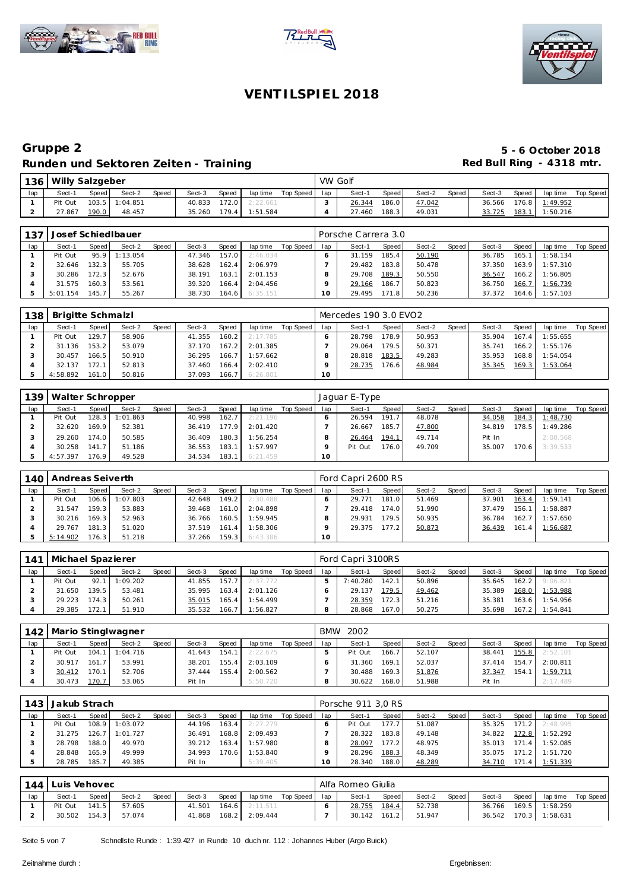# VENTILSPIEL 2018

## Gruppe 2

**5 - 6 October 2018**

### Runden und Sektoren Zeiten - Training

**Red Bull Ring - 4318 mtr.**

| 136 | Willy Salzgeber | | | | | | | | | VW Golf | | | | | | | | |
|---|---|---|---|---|---|---|---|---|---|---|---|---|---|---|---|---|---|---|
| lap | Sect-1 | Speed | Sect-2 | Speed | Sect-3 | Speed | lap time | Top Speed | lap | Sect-1 | Speed | Sect-2 | Speed | Sect-3 | Speed | lap time | Top Speed |
| 1 | Pit Out | 103.5 | 1:04.851 | | 40.833 | 172.0 | 2:22.661 | | 3 | 26.344 | 186.0 | 47.042 | | 36.566 | 176.8 | 1:49.952 | |
| 2 | 27.867 | 190.0 | 48.457 | | 35.260 | 179.4 | 1:51.584 | | 4 | 27.460 | 188.3 | 49.031 | | 33.725 | 183.1 | 1:50.216 | |

| 137 | Josef Schiedlbauer | | | | | | | | | Porsche Carrera 3.0 | | | | | | | | |
|---|---|---|---|---|---|---|---|---|---|---|---|---|---|---|---|---|---|---|
| lap | Sect-1 | Speed | Sect-2 | Speed | Sect-3 | Speed | lap time | Top Speed | lap | Sect-1 | Speed | Sect-2 | Speed | Sect-3 | Speed | lap time | Top Speed |
| 1 | Pit Out | 95.9 | 1:13.054 | | 47.346 | 157.0 | 2:46.034 | | 6 | 31.159 | 185.4 | 50.190 | | 36.785 | 165.1 | 1:58.134 | |
| 2 | 32.646 | 132.3 | 55.705 | | 38.628 | 162.4 | 2:06.979 | | 7 | 29.482 | 183.8 | 50.478 | | 37.350 | 163.9 | 1:57.310 | |
| 3 | 30.286 | 172.3 | 52.676 | | 38.191 | 163.1 | 2:01.153 | | 8 | 29.708 | 189.3 | 50.550 | | 36.547 | 166.2 | 1:56.805 | |
| 4 | 31.575 | 160.3 | 53.561 | | 39.320 | 166.4 | 2:04.456 | | 9 | 29.166 | 186.7 | 50.823 | | 36.750 | 166.7 | 1:56.739 | |
| 5 | 5:01.154 | 145.7 | 55.267 | | 38.730 | 164.6 | 6:35.151 | | 10 | 29.495 | 171.8 | 50.236 | | 37.372 | 164.6 | 1:57.103 | |

| 138 | Brigitte Schmalzl | | | | | | | | | Mercedes 190 3.0 EVO2 | | | | | | | | |
|---|---|---|---|---|---|---|---|---|---|---|---|---|---|---|---|---|---|---|
| lap | Sect-1 | Speed | Sect-2 | Speed | Sect-3 | Speed | lap time | Top Speed | lap | Sect-1 | Speed | Sect-2 | Speed | Sect-3 | Speed | lap time | Top Speed |
| 1 | Pit Out | 129.7 | 58.906 | | 41.355 | 160.2 | 2:17.785 | | 6 | 28.798 | 178.9 | 50.953 | | 35.904 | 167.4 | 1:55.655 | |
| 2 | 31.136 | 153.2 | 53.079 | | 37.170 | 167.2 | 2:01.385 | | 7 | 29.064 | 179.5 | 50.371 | | 35.741 | 166.2 | 1:55.176 | |
| 3 | 30.457 | 166.5 | 50.910 | | 36.295 | 166.7 | 1:57.662 | | 8 | 28.818 | 183.5 | 49.283 | | 35.953 | 168.8 | 1:54.054 | |
| 4 | 32.137 | 172.1 | 52.813 | | 37.460 | 166.4 | 2:02.410 | | 9 | 28.735 | 176.6 | 48.984 | | 35.345 | 169.3 | 1:53.064 | |
| 5 | 4:58.892 | 161.0 | 50.816 | | 37.093 | 166.7 | 6:26.801 | | 10 | | | | | | | | |

| 139 | Walter Schropper | | | | | | | | | Jaguar E-Type | | | | | | | | |
|---|---|---|---|---|---|---|---|---|---|---|---|---|---|---|---|---|---|---|
| lap | Sect-1 | Speed | Sect-2 | Speed | Sect-3 | Speed | lap time | Top Speed | lap | Sect-1 | Speed | Sect-2 | Speed | Sect-3 | Speed | lap time | Top Speed |
| 1 | Pit Out | 128.3 | 1:01.863 | | 40.998 | 162.7 | 2:21.196 | | 6 | 26.594 | 191.7 | 48.078 | | 34.058 | 184.3 | 1:48.730 | |
| 2 | 32.620 | 169.9 | 52.381 | | 36.419 | 177.9 | 2:01.420 | | 7 | 26.667 | 185.7 | 47.800 | | 34.819 | 178.5 | 1:49.286 | |
| 3 | 29.260 | 174.0 | 50.585 | | 36.409 | 180.3 | 1:56.254 | | 8 | 26.464 | 194.1 | 49.714 | | Pit In | | 2:00.568 | |
| 4 | 30.258 | 141.7 | 51.186 | | 36.553 | 183.1 | 1:57.997 | | 9 | Pit Out | 176.0 | 49.709 | | 35.007 | 170.6 | 3:39.533 | |
| 5 | 4:57.397 | 176.9 | 49.528 | | 34.534 | 183.1 | 6:21.459 | | 10 | | | | | | | | |

| 140 | Andreas Seiverth | | | | | | | | | Ford Capri 2600 RS | | | | | | | | |
|---|---|---|---|---|---|---|---|---|---|---|---|---|---|---|---|---|---|---|
| lap | Sect-1 | Speed | Sect-2 | Speed | Sect-3 | Speed | lap time | Top Speed | lap | Sect-1 | Speed | Sect-2 | Speed | Sect-3 | Speed | lap time | Top Speed |
| 1 | Pit Out | 106.6 | 1:07.803 | | 42.648 | 149.2 | 2:30.488 | | 6 | 29.771 | 181.0 | 51.469 | | 37.901 | 163.4 | 1:59.141 | |
| 2 | 31.547 | 159.3 | 53.883 | | 39.468 | 161.0 | 2:04.898 | | 7 | 29.418 | 174.0 | 51.990 | | 37.479 | 156.1 | 1:58.887 | |
| 3 | 30.216 | 169.3 | 52.963 | | 36.766 | 160.5 | 1:59.945 | | 8 | 29.931 | 179.5 | 50.935 | | 36.784 | 162.7 | 1:57.650 | |
| 4 | 29.767 | 181.3 | 51.020 | | 37.519 | 161.4 | 1:58.306 | | 9 | 29.375 | 177.2 | 50.873 | | 36.439 | 161.4 | 1:56.687 | |
| 5 | 5:14.902 | 176.3 | 51.218 | | 37.266 | 159.3 | 6:43.386 | | 10 | | | | | | | | |

| 141 | Michael Spazierer | | | | | | | | | Ford Capri 3100RS | | | | | | | | |
|---|---|---|---|---|---|---|---|---|---|---|---|---|---|---|---|---|---|---|
| lap | Sect-1 | Speed | Sect-2 | Speed | Sect-3 | Speed | lap time | Top Speed | lap | Sect-1 | Speed | Sect-2 | Speed | Sect-3 | Speed | lap time | Top Speed |
| 1 | Pit Out | 92.1 | 1:09.202 | | 41.855 | 157.7 | 2:37.772 | | 5 | 7:40.280 | 142.1 | 50.896 | | 35.645 | 162.2 | 9:06.821 | |
| 2 | 31.650 | 139.5 | 53.481 | | 35.995 | 163.4 | 2:01.126 | | 6 | 29.137 | 179.5 | 49.462 | | 35.389 | 168.0 | 1:53.988 | |
| 3 | 29.223 | 174.3 | 50.261 | | 35.015 | 165.4 | 1:54.499 | | 7 | 28.359 | 172.3 | 51.216 | | 35.381 | 163.6 | 1:54.956 | |
| 4 | 29.385 | 172.1 | 51.910 | | 35.532 | 166.7 | 1:56.827 | | 8 | 28.868 | 167.0 | 50.275 | | 35.698 | 167.2 | 1:54.841 | |

| 142 | Mario Stinglwagner | | | | | | | | | BMW 2002 | | | | | | | | |
|---|---|---|---|---|---|---|---|---|---|---|---|---|---|---|---|---|---|---|
| lap | Sect-1 | Speed | Sect-2 | Speed | Sect-3 | Speed | lap time | Top Speed | lap | Sect-1 | Speed | Sect-2 | Speed | Sect-3 | Speed | lap time | Top Speed |
| 1 | Pit Out | 104.1 | 1:04.716 | | 41.643 | 154.1 | 2:22.675 | | 5 | Pit Out | 166.7 | 52.107 | | 38.441 | 155.8 | 2:52.101 | |
| 2 | 30.917 | 161.7 | 53.991 | | 38.201 | 155.4 | 2:03.109 | | 6 | 31.360 | 169.1 | 52.037 | | 37.414 | 154.7 | 2:00.811 | |
| 3 | 30.412 | 170.1 | 52.706 | | 37.444 | 155.4 | 2:00.562 | | 7 | 30.488 | 169.3 | 51.876 | | 37.347 | 154.1 | 1:59.711 | |
| 4 | 30.473 | 170.7 | 53.065 | | Pit In | | 5:50.720 | | 8 | 30.622 | 168.0 | 51.988 | | Pit In | | 2:17.489 | |

| 143 | Jakub Strach | | | | | | | | | Porsche 911 3,0 RS | | | | | | | | |
|---|---|---|---|---|---|---|---|---|---|---|---|---|---|---|---|---|---|---|
| lap | Sect-1 | Speed | Sect-2 | Speed | Sect-3 | Speed | lap time | Top Speed | lap | Sect-1 | Speed | Sect-2 | Speed | Sect-3 | Speed | lap time | Top Speed |
| 1 | Pit Out | 108.9 | 1:03.072 | | 44.196 | 163.4 | 2:27.279 | | 6 | Pit Out | 177.7 | 51.087 | | 35.325 | 171.2 | 2:48.995 | |
| 2 | 31.275 | 126.7 | 1:01.727 | | 36.491 | 168.8 | 2:09.493 | | 7 | 28.322 | 183.8 | 49.148 | | 34.822 | 172.8 | 1:52.292 | |
| 3 | 28.798 | 188.0 | 49.970 | | 39.212 | 163.4 | 1:57.980 | | 8 | 28.097 | 177.2 | 48.975 | | 35.013 | 171.4 | 1:52.085 | |
| 4 | 28.848 | 165.9 | 49.999 | | 34.993 | 170.6 | 1:53.840 | | 9 | 28.296 | 188.3 | 48.349 | | 35.075 | 171.2 | 1:51.720 | |
| 5 | 28.785 | 185.7 | 49.385 | | Pit In | | 5:39.405 | | 10 | 28.340 | 188.0 | 48.289 | | 34.710 | 171.4 | 1:51.339 | |

| 144 | Luis Vehovec | | | | | | | | | Alfa Romeo Giulia | | | | | | | | |
|---|---|---|---|---|---|---|---|---|---|---|---|---|---|---|---|---|---|---|
| lap | Sect-1 | Speed | Sect-2 | Speed | Sect-3 | Speed | lap time | Top Speed | lap | Sect-1 | Speed | Sect-2 | Speed | Sect-3 | Speed | lap time | Top Speed |
| 1 | Pit Out | 141.5 | 57.605 | | 41.501 | 164.6 | 2:11.511 | | 6 | 28.755 | 184.4 | 52.738 | | 36.766 | 169.5 | 1:58.259 | |
| 2 | 30.502 | 154.3 | 57.074 | | 41.868 | 168.2 | 2:09.444 | | 7 | 30.142 | 161.2 | 51.947 | | 36.542 | 170.3 | 1:58.631 | |

Schnellste Runde : 1:39.427 in Runde 10 duch nr. 112 : Johannes Huber (Argo Buick)

Zeitnahme durch :

Ergebnissen: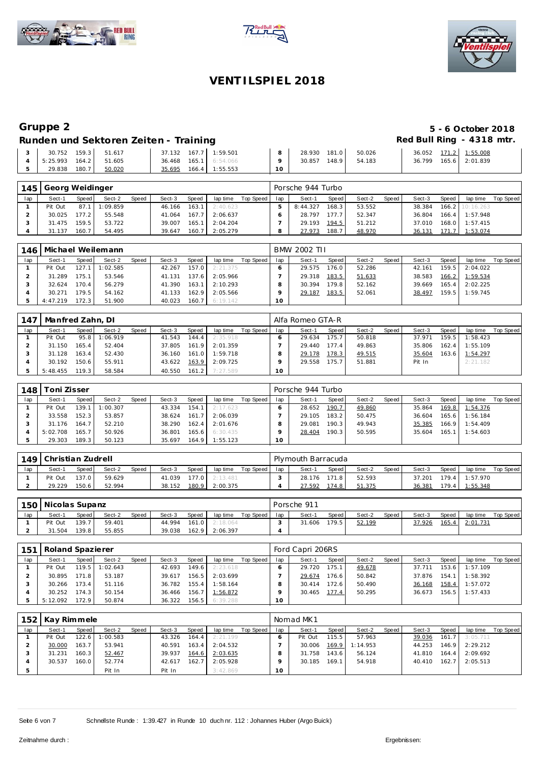# VENTILSPIEL 2018

## Gruppe 2

**5 - 6 October 2018**

### Runden und Sektoren Zeiten - Training

**Red Bull Ring - 4318 mtr.**

| lap | Sect-1 | Speed | Sect-2 | Speed | Sect-3 | Speed | lap time | Top Speed | lap | Sect-1 | Speed | Sect-2 | Speed | Sect-3 | Speed | lap time | Top Speed |
|---|---|---|---|---|---|---|---|---|---|---|---|---|---|---|---|---|---|
| 3 | 30.752 | 159.3 | 51.617 | | 37.132 | 167.7 | 1:59.501 | | 8 | 28.930 | 181.0 | 50.026 | | 36.052 | 171.2 | 1:55.008 | |
| 4 | 5:25.993 | 164.2 | 51.605 | | 36.468 | 165.1 | 6:54.066 | | 9 | 30.857 | 148.9 | 54.183 | | 36.799 | 165.6 | 2:01.839 | |
| 5 | 29.838 | 180.7 | 50.020 | | 35.695 | 166.4 | 1:55.553 | | 10 | | | | | | | | |

### 145 Georg Weidinger — Porsche 944 Turbo

| lap | Sect-1 | Speed | Sect-2 | Speed | Sect-3 | Speed | lap time | Top Speed | lap | Sect-1 | Speed | Sect-2 | Speed | Sect-3 | Speed | lap time | Top Speed |
|---|---|---|---|---|---|---|---|---|---|---|---|---|---|---|---|---|---|
| 1 | Pit Out | 87.1 | 1:09.859 | | 46.166 | 163.1 | 2:40.623 | | 5 | 8:44.327 | 168.3 | 53.552 | | 38.384 | 166.2 | 10:16.263 | |
| 2 | 30.025 | 177.2 | 55.548 | | 41.064 | 167.7 | 2:06.637 | | 6 | 28.797 | 177.7 | 52.347 | | 36.804 | 166.4 | 1:57.948 | |
| 3 | 31.475 | 159.5 | 53.722 | | 39.007 | 165.1 | 2:04.204 | | 7 | 29.193 | 194.5 | 51.212 | | 37.010 | 168.0 | 1:57.415 | |
| 4 | 31.137 | 160.7 | 54.495 | | 39.647 | 160.7 | 2:05.279 | | 8 | 27.973 | 188.7 | 48.970 | | 36.131 | 171.7 | 1:53.074 | |

### 146 Michael Weilemann — BMW 2002 TII

| lap | Sect-1 | Speed | Sect-2 | Speed | Sect-3 | Speed | lap time | Top Speed | lap | Sect-1 | Speed | Sect-2 | Speed | Sect-3 | Speed | lap time | Top Speed |
|---|---|---|---|---|---|---|---|---|---|---|---|---|---|---|---|---|---|
| 1 | Pit Out | 127.1 | 1:02.585 | | 42.267 | 157.0 | 2:21.375 | | 6 | 29.575 | 176.0 | 52.286 | | 42.161 | 159.5 | 2:04.022 | |
| 2 | 31.289 | 175.1 | 53.546 | | 41.131 | 137.6 | 2:05.966 | | 7 | 29.318 | 183.5 | 51.633 | | 38.583 | 166.2 | 1:59.534 | |
| 3 | 32.624 | 170.4 | 56.279 | | 41.390 | 163.1 | 2:10.293 | | 8 | 30.394 | 179.8 | 52.162 | | 39.669 | 165.4 | 2:02.225 | |
| 4 | 30.271 | 179.5 | 54.162 | | 41.133 | 162.9 | 2:05.566 | | 9 | 29.187 | 183.5 | 52.061 | | 38.497 | 159.5 | 1:59.745 | |
| 5 | 4:47.219 | 172.3 | 51.900 | | 40.023 | 160.7 | 6:19.142 | | 10 | | | | | | | | |

### 147 Manfred Zahn, DI — Alfa Romeo GTA-R

| lap | Sect-1 | Speed | Sect-2 | Speed | Sect-3 | Speed | lap time | Top Speed | lap | Sect-1 | Speed | Sect-2 | Speed | Sect-3 | Speed | lap time | Top Speed |
|---|---|---|---|---|---|---|---|---|---|---|---|---|---|---|---|---|---|
| 1 | Pit Out | 95.8 | 1:06.919 | | 41.543 | 144.4 | 2:35.918 | | 6 | 29.634 | 175.7 | 50.818 | | 37.971 | 159.5 | 1:58.423 | |
| 2 | 31.150 | 165.4 | 52.404 | | 37.805 | 161.9 | 2:01.359 | | 7 | 29.440 | 177.4 | 49.863 | | 35.806 | 162.4 | 1:55.109 | |
| 3 | 31.128 | 163.4 | 52.430 | | 36.160 | 161.0 | 1:59.718 | | 8 | 29.178 | 178.3 | 49.515 | | 35.604 | 163.6 | 1:54.297 | |
| 4 | 30.192 | 150.6 | 55.911 | | 43.622 | 163.9 | 2:09.725 | | 9 | 29.558 | 175.7 | 51.881 | | Pit In | | 2:21.182 | |
| 5 | 5:48.455 | 119.3 | 58.584 | | 40.550 | 161.2 | 7:27.589 | | 10 | | | | | | | | |

### 148 Toni Zisser — Porsche 944 Turbo

| lap | Sect-1 | Speed | Sect-2 | Speed | Sect-3 | Speed | lap time | Top Speed | lap | Sect-1 | Speed | Sect-2 | Speed | Sect-3 | Speed | lap time | Top Speed |
|---|---|---|---|---|---|---|---|---|---|---|---|---|---|---|---|---|---|
| 1 | Pit Out | 139.1 | 1:00.307 | | 43.334 | 154.1 | 2:17.623 | | 6 | 28.652 | 190.7 | 49.860 | | 35.864 | 169.8 | 1:54.376 | |
| 2 | 33.558 | 152.3 | 53.857 | | 38.624 | 161.7 | 2:06.039 | | 7 | 29.105 | 183.2 | 50.475 | | 36.604 | 165.6 | 1:56.184 | |
| 3 | 31.176 | 164.7 | 52.210 | | 38.290 | 162.4 | 2:01.676 | | 8 | 29.081 | 190.3 | 49.943 | | 35.385 | 166.9 | 1:54.409 | |
| 4 | 5:02.708 | 165.7 | 50.926 | | 36.801 | 165.6 | 6:30.435 | | 9 | 28.404 | 190.3 | 50.595 | | 35.604 | 165.1 | 1:54.603 | |
| 5 | 29.303 | 189.3 | 50.123 | | 35.697 | 164.9 | 1:55.123 | | 10 | | | | | | | | |

### 149 Christian Zudrell — Plymouth Barracuda

| lap | Sect-1 | Speed | Sect-2 | Speed | Sect-3 | Speed | lap time | Top Speed | lap | Sect-1 | Speed | Sect-2 | Speed | Sect-3 | Speed | lap time | Top Speed |
|---|---|---|---|---|---|---|---|---|---|---|---|---|---|---|---|---|---|
| 1 | Pit Out | 137.0 | 59.629 | | 41.039 | 177.0 | 2:13.481 | | 3 | 28.176 | 171.8 | 52.593 | | 37.201 | 179.4 | 1:57.970 | |
| 2 | 29.229 | 150.6 | 52.994 | | 38.152 | 180.9 | 2:00.375 | | 4 | 27.592 | 174.8 | 51.375 | | 36.381 | 179.4 | 1:55.348 | |

### 150 Nicolas Supanz — Porsche 911

| lap | Sect-1 | Speed | Sect-2 | Speed | Sect-3 | Speed | lap time | Top Speed | lap | Sect-1 | Speed | Sect-2 | Speed | Sect-3 | Speed | lap time | Top Speed |
|---|---|---|---|---|---|---|---|---|---|---|---|---|---|---|---|---|---|
| 1 | Pit Out | 139.7 | 59.401 | | 44.994 | 161.0 | 2:18.064 | | 3 | 31.606 | 179.5 | 52.199 | | 37.926 | 165.4 | 2:01.731 | |
| 2 | 31.504 | 139.8 | 55.855 | | 39.038 | 162.9 | 2:06.397 | | 4 | | | | | | | | |

### 151 Roland Spazierer — Ford Capri 206RS

| lap | Sect-1 | Speed | Sect-2 | Speed | Sect-3 | Speed | lap time | Top Speed | lap | Sect-1 | Speed | Sect-2 | Speed | Sect-3 | Speed | lap time | Top Speed |
|---|---|---|---|---|---|---|---|---|---|---|---|---|---|---|---|---|---|
| 1 | Pit Out | 119.5 | 1:02.643 | | 42.693 | 149.6 | 2:23.618 | | 6 | 29.720 | 175.1 | 49.678 | | 37.711 | 153.6 | 1:57.109 | |
| 2 | 30.895 | 171.8 | 53.187 | | 39.617 | 156.5 | 2:03.699 | | 7 | 29.674 | 176.6 | 50.842 | | 37.876 | 154.1 | 1:58.392 | |
| 3 | 30.266 | 173.4 | 51.116 | | 36.782 | 155.4 | 1:58.164 | | 8 | 30.414 | 172.6 | 50.490 | | 36.168 | 158.4 | 1:57.072 | |
| 4 | 30.252 | 174.3 | 50.154 | | 36.466 | 156.7 | 1:56.872 | | 9 | 30.465 | 177.4 | 50.295 | | 36.673 | 156.5 | 1:57.433 | |
| 5 | 5:12.092 | 172.9 | 50.874 | | 36.322 | 156.5 | 6:39.288 | | 10 | | | | | | | | |

### 152 Kay Rimmele — Nomad MK1

| lap | Sect-1 | Speed | Sect-2 | Speed | Sect-3 | Speed | lap time | Top Speed | lap | Sect-1 | Speed | Sect-2 | Speed | Sect-3 | Speed | lap time | Top Speed |
|---|---|---|---|---|---|---|---|---|---|---|---|---|---|---|---|---|---|
| 1 | Pit Out | 122.6 | 1:00.583 | | 43.326 | 164.4 | 2:21.199 | | 6 | Pit Out | 115.5 | 57.963 | | 39.036 | 161.7 | 3:05.711 | |
| 2 | 30.000 | 163.7 | 53.941 | | 40.591 | 163.4 | 2:04.532 | | 7 | 30.006 | 169.9 | 1:14.953 | | 44.253 | 146.9 | 2:29.212 | |
| 3 | 31.231 | 160.3 | 52.467 | | 39.937 | 164.6 | 2:03.635 | | 8 | 31.758 | 143.6 | 56.124 | | 41.810 | 164.4 | 2:09.692 | |
| 4 | 30.537 | 160.0 | 52.774 | | 42.617 | 162.7 | 2:05.928 | | 9 | 30.185 | 169.1 | 54.918 | | 40.410 | 162.7 | 2:05.513 | |
| 5 | | | Pit In | | Pit In | | 3:42.869 | | 10 | | | | | | | | |

Schnellste Runde : 1:39.427 in Runde 10 duch nr. 112 : Johannes Huber (Argo Buick)

Zeitnahme durch :

Ergebnissen: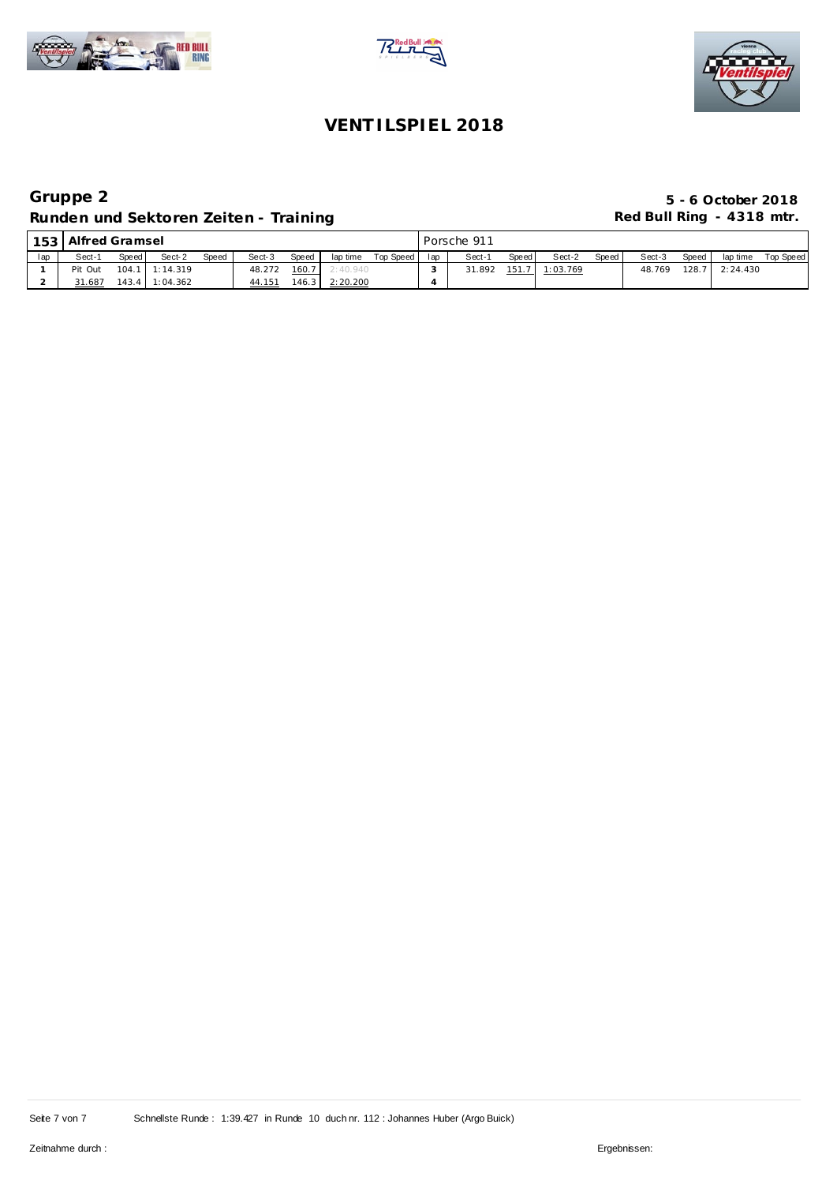# VENTILSPIEL 2018

## Gruppe 2

**5 - 6 October 2018**

### Runden und Sektoren Zeiten - Training

**Red Bull Ring - 4318 mtr.**

| 153 | Alfred Gramsel | | | | | | | | Porsche 911 | | | | | | | | |
|---|---|---|---|---|---|---|---|---|---|---|---|---|---|---|---|---|---|
| lap | Sect-1 | Speed | Sect-2 | Speed | Sect-3 | Speed | lap time | Top Speed | lap | Sect-1 | Speed | Sect-2 | Speed | Sect-3 | Speed | lap time | Top Speed |
| 1 | Pit Out | 104.1 | 1:14.319 | | 48.272 | 160.7 | 2:40.940 | | 3 | 31.892 | 151.7 | 1:03.769 | | 48.769 | 128.7 | 2:24.430 | |
| 2 | 31.687 | 143.4 | 1:04.362 | | 44.151 | 146.3 | 2:20.200 | | 4 | | | | | | | | |

Schnellste Runde : 1:39.427 in Runde 10 duch nr. 112 : Johannes Huber (Argo Buick)

Zeitnahme durch :

Ergebnissen: